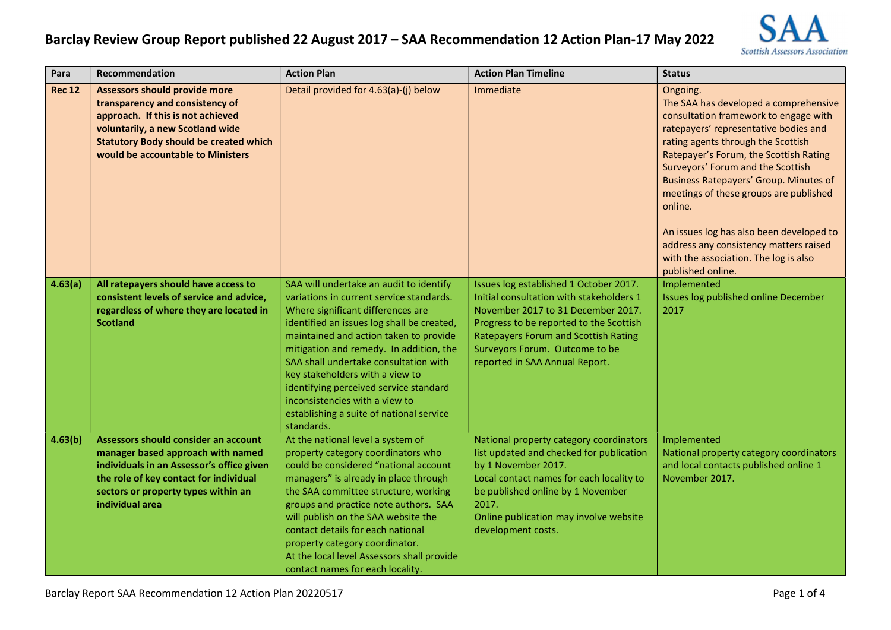# Barclay Review Group Report published 22 August 2017 – SAA Recommendation 12 Action Plan-17 May 2022

| Para | Recommendation | Action Plan | Action Plan Timeline | Status |
|---|---|---|---|---|
| **Rec 12** | **Assessors should provide more transparency and consistency of approach. If this is not achieved voluntarily, a new Scotland wide Statutory Body should be created which would be accountable to Ministers** | Detail provided for 4.63(a)-(j) below | Immediate | Ongoing.<br>The SAA has developed a comprehensive consultation framework to engage with ratepayers' representative bodies and rating agents through the Scottish Ratepayer's Forum, the Scottish Rating Surveyors' Forum and the Scottish Business Ratepayers' Group. Minutes of meetings of these groups are published online.<br><br>An issues log has also been developed to address any consistency matters raised with the association. The log is also published online. |
| **4.63(a)** | **All ratepayers should have access to consistent levels of service and advice, regardless of where they are located in Scotland** | SAA will undertake an audit to identify variations in current service standards. Where significant differences are identified an issues log shall be created, maintained and action taken to provide mitigation and remedy. In addition, the SAA shall undertake consultation with key stakeholders with a view to identifying perceived service standard inconsistencies with a view to establishing a suite of national service standards. | Issues log established 1 October 2017. Initial consultation with stakeholders 1 November 2017 to 31 December 2017. Progress to be reported to the Scottish Ratepayers Forum and Scottish Rating Surveyors Forum. Outcome to be reported in SAA Annual Report. | Implemented<br>Issues log published online December 2017 |
| **4.63(b)** | **Assessors should consider an account manager based approach with named individuals in an Assessor's office given the role of key contact for individual sectors or property types within an individual area** | At the national level a system of property category coordinators who could be considered "national account managers" is already in place through the SAA committee structure, working groups and practice note authors. SAA will publish on the SAA website the contact details for each national property category coordinator.<br>At the local level Assessors shall provide contact names for each locality. | National property category coordinators list updated and checked for publication by 1 November 2017.<br>Local contact names for each locality to be published online by 1 November 2017.<br>Online publication may involve website development costs. | Implemented<br>National property category coordinators and local contacts published online 1 November 2017. |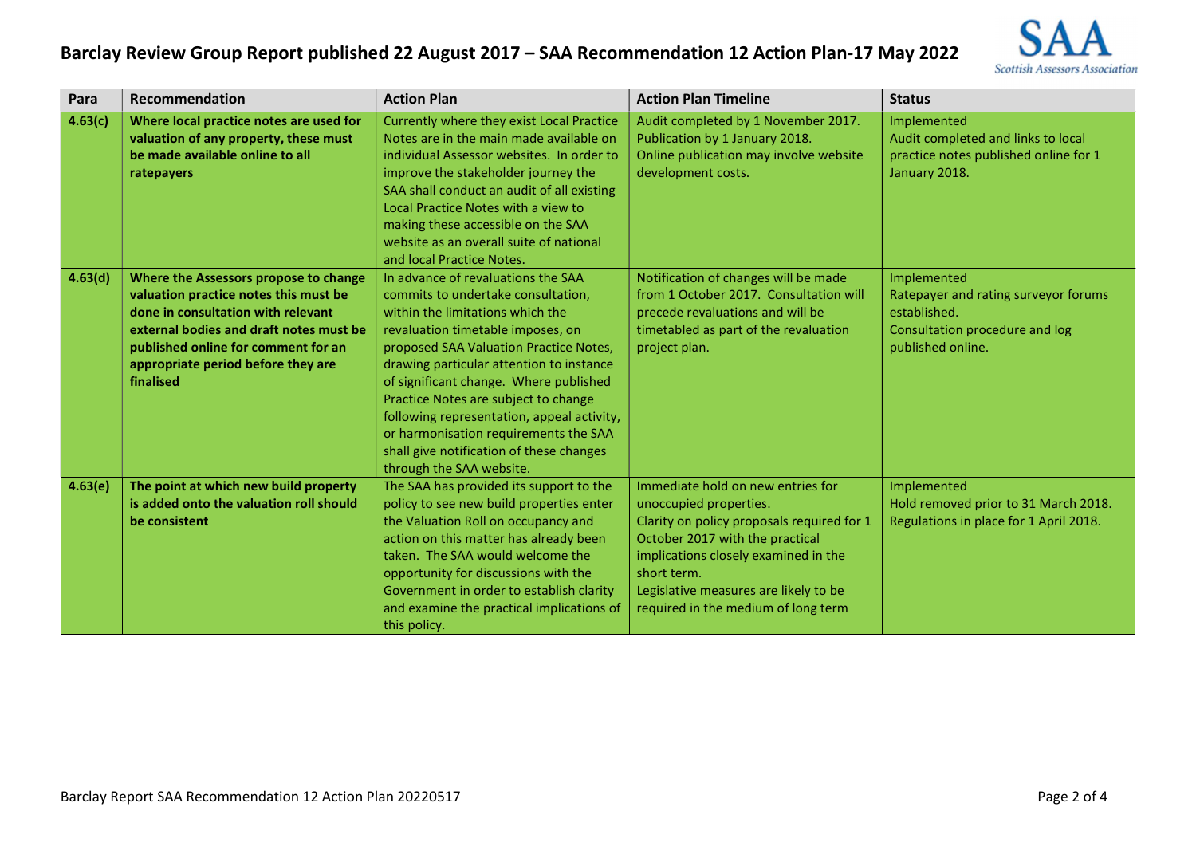# Barclay Review Group Report published 22 August 2017 – SAA Recommendation 12 Action Plan-17 May 2022

| Para | Recommendation | Action Plan | Action Plan Timeline | Status |
|---|---|---|---|---|
| **4.63(c)** | **Where local practice notes are used for valuation of any property, these must be made available online to all ratepayers** | Currently where they exist Local Practice Notes are in the main made available on individual Assessor websites. In order to improve the stakeholder journey the SAA shall conduct an audit of all existing Local Practice Notes with a view to making these accessible on the SAA website as an overall suite of national and local Practice Notes. | Audit completed by 1 November 2017. Publication by 1 January 2018. Online publication may involve website development costs. | Implemented<br>Audit completed and links to local practice notes published online for 1 January 2018. |
| **4.63(d)** | **Where the Assessors propose to change valuation practice notes this must be done in consultation with relevant external bodies and draft notes must be published online for comment for an appropriate period before they are finalised** | In advance of revaluations the SAA commits to undertake consultation, within the limitations which the revaluation timetable imposes, on proposed SAA Valuation Practice Notes, drawing particular attention to instance of significant change. Where published Practice Notes are subject to change following representation, appeal activity, or harmonisation requirements the SAA shall give notification of these changes through the SAA website. | Notification of changes will be made from 1 October 2017. Consultation will precede revaluations and will be timetabled as part of the revaluation project plan. | Implemented<br>Ratepayer and rating surveyor forums established.<br>Consultation procedure and log published online. |
| **4.63(e)** | **The point at which new build property is added onto the valuation roll should be consistent** | The SAA has provided its support to the policy to see new build properties enter the Valuation Roll on occupancy and action on this matter has already been taken. The SAA would welcome the opportunity for discussions with the Government in order to establish clarity and examine the practical implications of this policy. | Immediate hold on new entries for unoccupied properties.<br>Clarity on policy proposals required for 1 October 2017 with the practical implications closely examined in the short term.<br>Legislative measures are likely to be required in the medium of long term | Implemented<br>Hold removed prior to 31 March 2018.<br>Regulations in place for 1 April 2018. |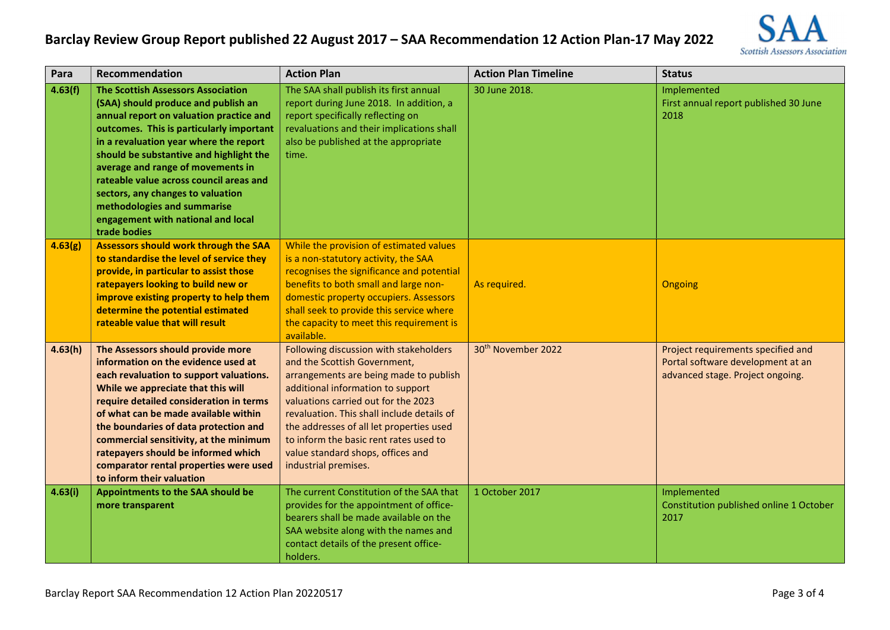# Barclay Review Group Report published 22 August 2017 – SAA Recommendation 12 Action Plan-17 May 2022

| Para | Recommendation | Action Plan | Action Plan Timeline | Status |
|---|---|---|---|---|
| **4.63(f)** | **The Scottish Assessors Association (SAA) should produce and publish an annual report on valuation practice and outcomes. This is particularly important in a revaluation year where the report should be substantive and highlight the average and range of movements in rateable value across council areas and sectors, any changes to valuation methodologies and summarise engagement with national and local trade bodies** | The SAA shall publish its first annual report during June 2018. In addition, a report specifically reflecting on revaluations and their implications shall also be published at the appropriate time. | 30 June 2018. | Implemented<br>First annual report published 30 June 2018 |
| **4.63(g)** | **Assessors should work through the SAA to standardise the level of service they provide, in particular to assist those ratepayers looking to build new or improve existing property to help them determine the potential estimated rateable value that will result** | While the provision of estimated values is a non-statutory activity, the SAA recognises the significance and potential benefits to both small and large non-domestic property occupiers. Assessors shall seek to provide this service where the capacity to meet this requirement is available. | As required. | Ongoing |
| **4.63(h)** | **The Assessors should provide more information on the evidence used at each revaluation to support valuations. While we appreciate that this will require detailed consideration in terms of what can be made available within the boundaries of data protection and commercial sensitivity, at the minimum ratepayers should be informed which comparator rental properties were used to inform their valuation** | Following discussion with stakeholders and the Scottish Government, arrangements are being made to publish additional information to support valuations carried out for the 2023 revaluation. This shall include details of the addresses of all let properties used to inform the basic rent rates used to value standard shops, offices and industrial premises. | 30th November 2022 | Project requirements specified and Portal software development at an advanced stage. Project ongoing. |
| **4.63(i)** | **Appointments to the SAA should be more transparent** | The current Constitution of the SAA that provides for the appointment of office-bearers shall be made available on the SAA website along with the names and contact details of the present office-holders. | 1 October 2017 | Implemented<br>Constitution published online 1 October 2017 |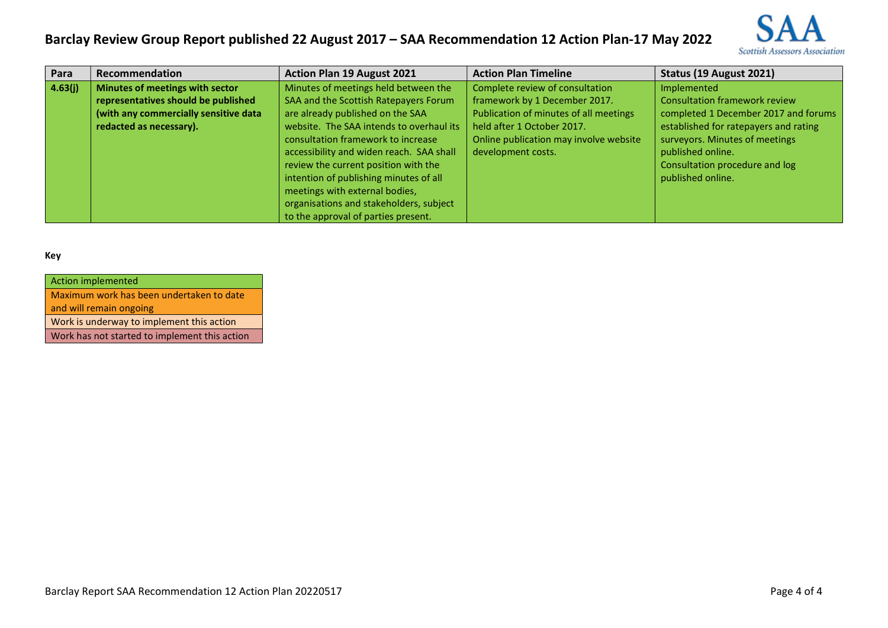# Barclay Review Group Report published 22 August 2017 – SAA Recommendation 12 Action Plan-17 May 2022

| Para | Recommendation | Action Plan 19 August 2021 | Action Plan Timeline | Status (19 August 2021) |
|---|---|---|---|---|
| **4.63(j)** | **Minutes of meetings with sector representatives should be published (with any commercially sensitive data redacted as necessary).** | Minutes of meetings held between the SAA and the Scottish Ratepayers Forum are already published on the SAA website. The SAA intends to overhaul its consultation framework to increase accessibility and widen reach. SAA shall review the current position with the intention of publishing minutes of all meetings with external bodies, organisations and stakeholders, subject to the approval of parties present. | Complete review of consultation framework by 1 December 2017. Publication of minutes of all meetings held after 1 October 2017. Online publication may involve website development costs. | Implemented Consultation framework review completed 1 December 2017 and forums established for ratepayers and rating surveyors. Minutes of meetings published online. Consultation procedure and log published online. |

**Key**

| |
|---|
| Action implemented |
| Maximum work has been undertaken to date and will remain ongoing |
| Work is underway to implement this action |
| Work has not started to implement this action |